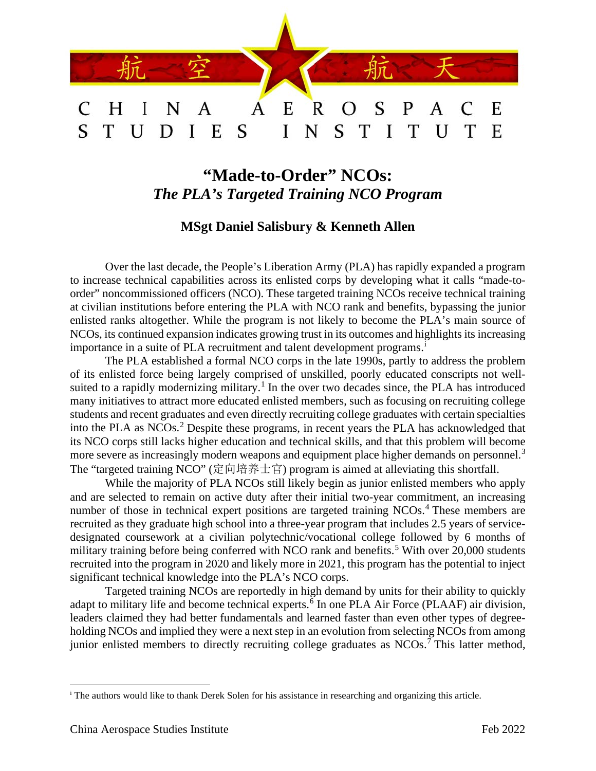# "Made-to-Order" NCOs:
## *The PLA's Targeted Training NCO Program*

**MSgt Daniel Salisbury & Kenneth Allen**

Over the last decade, the People's Liberation Army (PLA) has rapidly expanded a program to increase technical capabilities across its enlisted corps by developing what it calls "made-to-order" noncommissioned officers (NCO). These targeted training NCOs receive technical training at civilian institutions before entering the PLA with NCO rank and benefits, bypassing the junior enlisted ranks altogether. While the program is not likely to become the PLA's main source of NCOs, its continued expansion indicates growing trust in its outcomes and highlights its increasing importance in a suite of PLA recruitment and talent development programs.[i]

The PLA established a formal NCO corps in the late 1990s, partly to address the problem of its enlisted force being largely comprised of unskilled, poorly educated conscripts not well-suited to a rapidly modernizing military.[1] In the over two decades since, the PLA has introduced many initiatives to attract more educated enlisted members, such as focusing on recruiting college students and recent graduates and even directly recruiting college graduates with certain specialties into the PLA as NCOs.[2] Despite these programs, in recent years the PLA has acknowledged that its NCO corps still lacks higher education and technical skills, and that this problem will become more severe as increasingly modern weapons and equipment place higher demands on personnel.[3] The "targeted training NCO" (定向培养士官) program is aimed at alleviating this shortfall.

While the majority of PLA NCOs still likely begin as junior enlisted members who apply and are selected to remain on active duty after their initial two-year commitment, an increasing number of those in technical expert positions are targeted training NCOs.[4] These members are recruited as they graduate high school into a three-year program that includes 2.5 years of service-designated coursework at a civilian polytechnic/vocational college followed by 6 months of military training before being conferred with NCO rank and benefits.[5] With over 20,000 students recruited into the program in 2020 and likely more in 2021, this program has the potential to inject significant technical knowledge into the PLA's NCO corps.

Targeted training NCOs are reportedly in high demand by units for their ability to quickly adapt to military life and become technical experts.[6] In one PLA Air Force (PLAAF) air division, leaders claimed they had better fundamentals and learned faster than even other types of degree-holding NCOs and implied they were a next step in an evolution from selecting NCOs from among junior enlisted members to directly recruiting college graduates as NCOs.[7] This latter method,

---

[i] The authors would like to thank Derek Solen for his assistance in researching and organizing this article.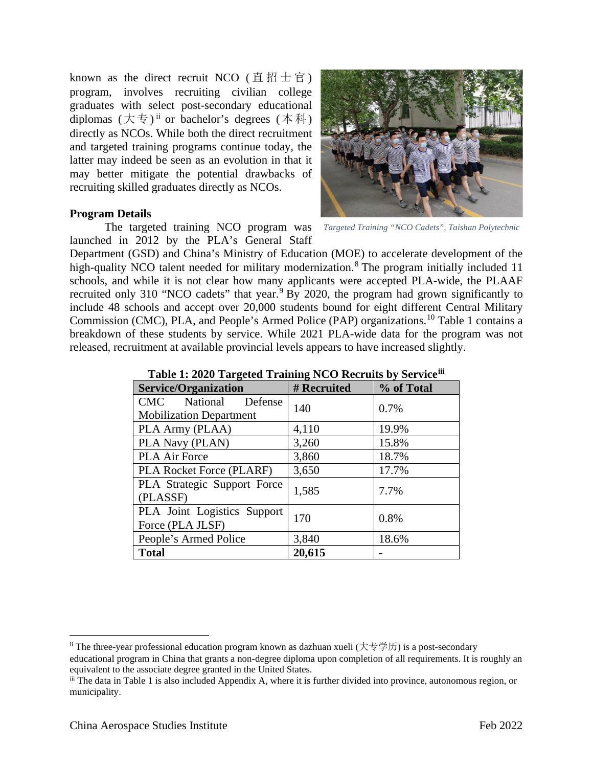known as the direct recruit NCO (直招士官) program, involves recruiting civilian college graduates with select post-secondary educational diplomas (大专)[ii] or bachelor's degrees (本科) directly as NCOs. While both the direct recruitment and targeted training programs continue today, the latter may indeed be seen as an evolution in that it may better mitigate the potential drawbacks of recruiting skilled graduates directly as NCOs.

*Targeted Training "NCO Cadets", Taishan Polytechnic*

**Program Details**

The targeted training NCO program was launched in 2012 by the PLA's General Staff Department (GSD) and China's Ministry of Education (MOE) to accelerate development of the high-quality NCO talent needed for military modernization.[8] The program initially included 11 schools, and while it is not clear how many applicants were accepted PLA-wide, the PLAAF recruited only 310 "NCO cadets" that year.[9] By 2020, the program had grown significantly to include 48 schools and accept over 20,000 students bound for eight different Central Military Commission (CMC), PLA, and People's Armed Police (PAP) organizations.[10] Table 1 contains a breakdown of these students by service. While 2021 PLA-wide data for the program was not released, recruitment at available provincial levels appears to have increased slightly.

**Table 1: 2020 Targeted Training NCO Recruits by Service[iii]**

| Service/Organization | # Recruited | % of Total |
|---|---|---|
| CMC National Defense Mobilization Department | 140 | 0.7% |
| PLA Army (PLAA) | 4,110 | 19.9% |
| PLA Navy (PLAN) | 3,260 | 15.8% |
| PLA Air Force | 3,860 | 18.7% |
| PLA Rocket Force (PLARF) | 3,650 | 17.7% |
| PLA Strategic Support Force (PLASSF) | 1,585 | 7.7% |
| PLA Joint Logistics Support Force (PLA JLSF) | 170 | 0.8% |
| People's Armed Police | 3,840 | 18.6% |
| **Total** | **20,615** | - |

[ii] The three-year professional education program known as dazhuan xueli (大专学历) is a post-secondary educational program in China that grants a non-degree diploma upon completion of all requirements. It is roughly an equivalent to the associate degree granted in the United States.

[iii] The data in Table 1 is also included Appendix A, where it is further divided into province, autonomous region, or municipality.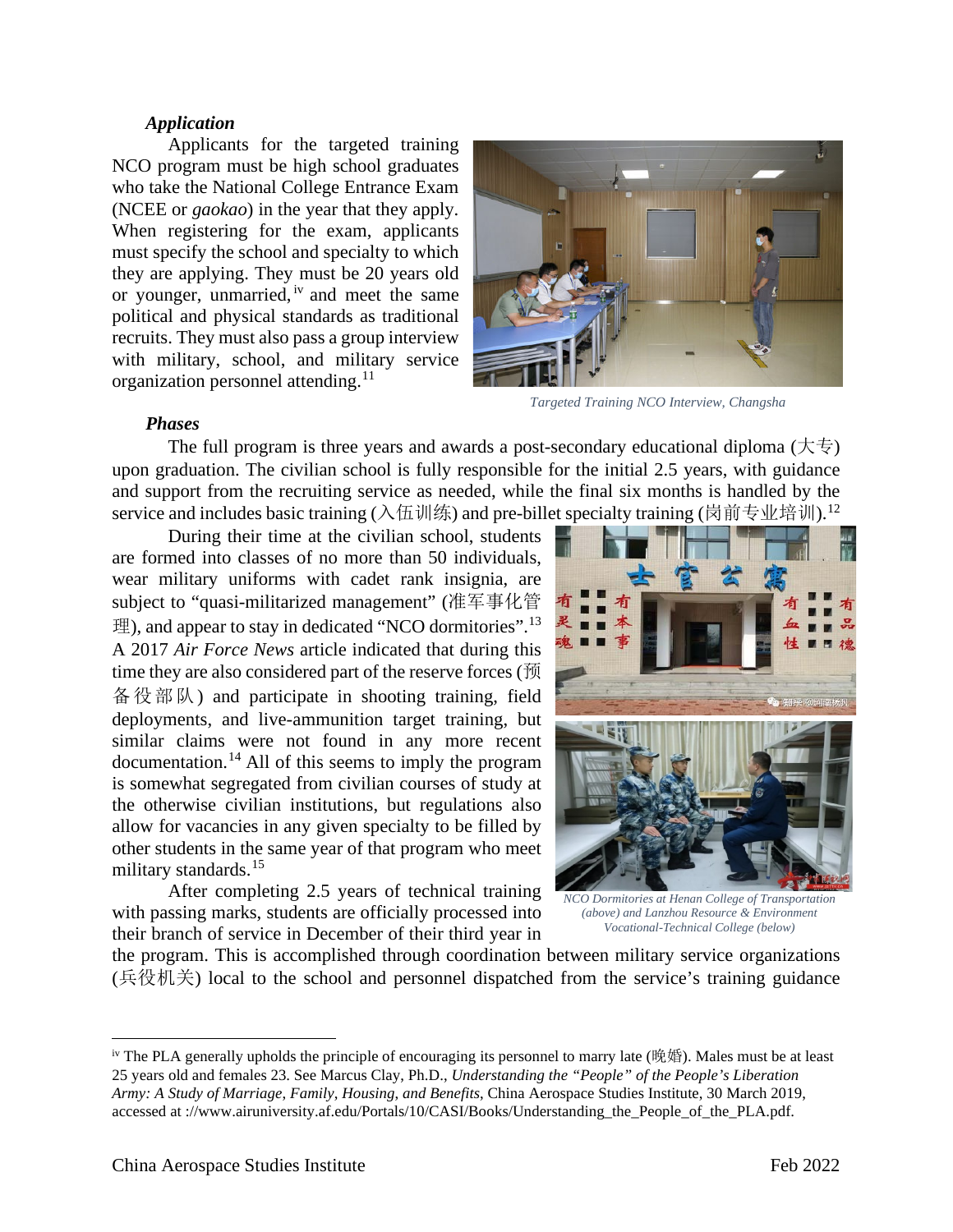***Application***

Applicants for the targeted training NCO program must be high school graduates who take the National College Entrance Exam (NCEE or *gaokao*) in the year that they apply. When registering for the exam, applicants must specify the school and specialty to which they are applying. They must be 20 years old or younger, unmarried,[iv] and meet the same political and physical standards as traditional recruits. They must also pass a group interview with military, school, and military service organization personnel attending.[11]

*Targeted Training NCO Interview, Changsha*

***Phases***

The full program is three years and awards a post-secondary educational diploma (大专) upon graduation. The civilian school is fully responsible for the initial 2.5 years, with guidance and support from the recruiting service as needed, while the final six months is handled by the service and includes basic training (入伍训练) and pre-billet specialty training (岗前专业培训).[12]

During their time at the civilian school, students are formed into classes of no more than 50 individuals, wear military uniforms with cadet rank insignia, are subject to "quasi-militarized management" (准军事化管理), and appear to stay in dedicated "NCO dormitories".[13] A 2017 *Air Force News* article indicated that during this time they are also considered part of the reserve forces (预备役部队) and participate in shooting training, field deployments, and live-ammunition target training, but similar claims were not found in any more recent documentation.[14] All of this seems to imply the program is somewhat segregated from civilian courses of study at the otherwise civilian institutions, but regulations also allow for vacancies in any given specialty to be filled by other students in the same year of that program who meet military standards.[15]

*NCO Dormitories at Henan College of Transportation (above) and Lanzhou Resource & Environment Vocational-Technical College (below)*

After completing 2.5 years of technical training with passing marks, students are officially processed into their branch of service in December of their third year in the program. This is accomplished through coordination between military service organizations (兵役机关) local to the school and personnel dispatched from the service's training guidance

---

[iv] The PLA generally upholds the principle of encouraging its personnel to marry late (晚婚). Males must be at least 25 years old and females 23. See Marcus Clay, Ph.D., *Understanding the "People" of the People's Liberation Army: A Study of Marriage, Family, Housing, and Benefits*, China Aerospace Studies Institute, 30 March 2019, accessed at ://www.airuniversity.af.edu/Portals/10/CASI/Books/Understanding_the_People_of_the_PLA.pdf.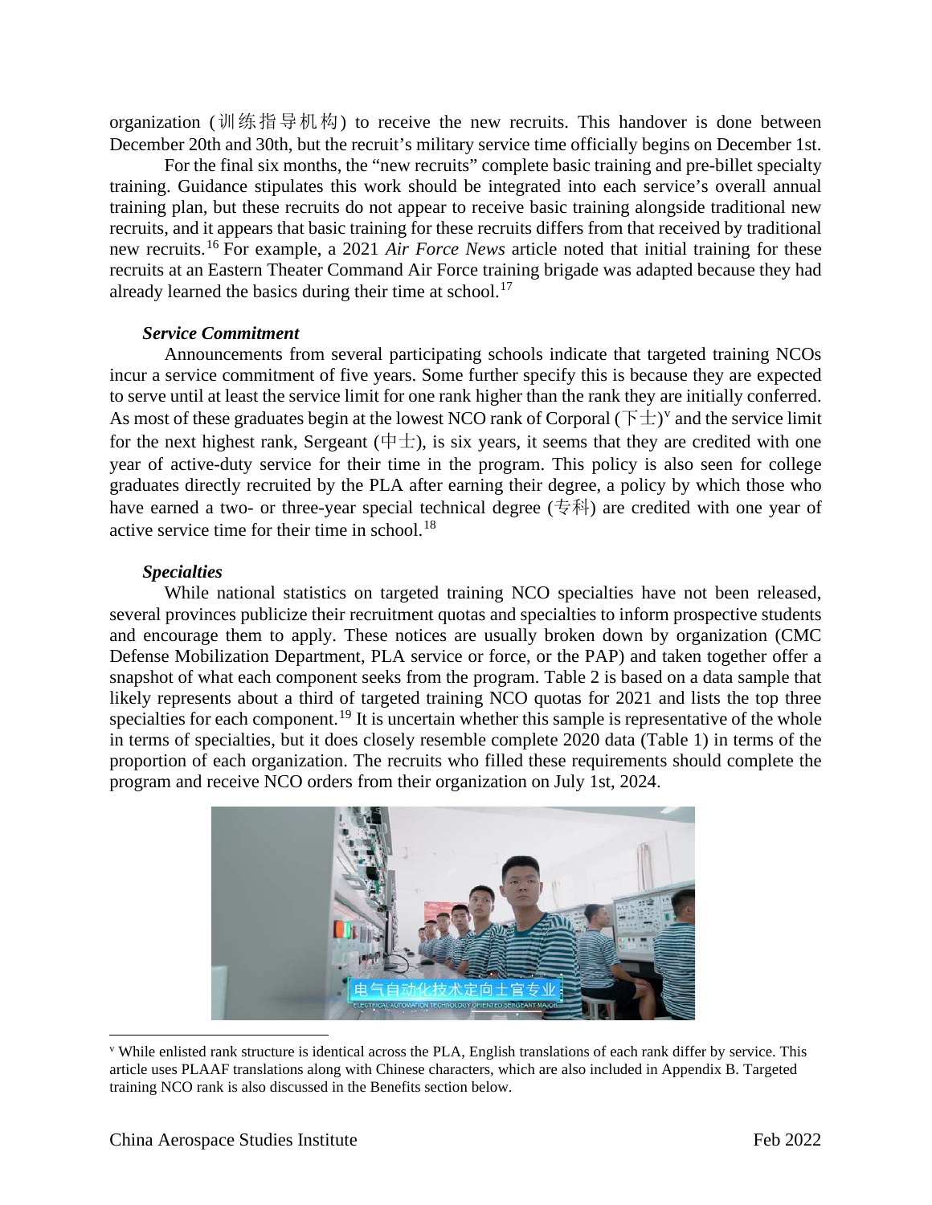organization (训练指导机构) to receive the new recruits. This handover is done between December 20th and 30th, but the recruit's military service time officially begins on December 1st.

For the final six months, the "new recruits" complete basic training and pre-billet specialty training. Guidance stipulates this work should be integrated into each service's overall annual training plan, but these recruits do not appear to receive basic training alongside traditional new recruits, and it appears that basic training for these recruits differs from that received by traditional new recruits.[16] For example, a 2021 *Air Force News* article noted that initial training for these recruits at an Eastern Theater Command Air Force training brigade was adapted because they had already learned the basics during their time at school.[17]

***Service Commitment***

Announcements from several participating schools indicate that targeted training NCOs incur a service commitment of five years. Some further specify this is because they are expected to serve until at least the service limit for one rank higher than the rank they are initially conferred. As most of these graduates begin at the lowest NCO rank of Corporal (下士)[v] and the service limit for the next highest rank, Sergeant (中士), is six years, it seems that they are credited with one year of active-duty service for their time in the program. This policy is also seen for college graduates directly recruited by the PLA after earning their degree, a policy by which those who have earned a two- or three-year special technical degree (专科) are credited with one year of active service time for their time in school.[18]

***Specialties***

While national statistics on targeted training NCO specialties have not been released, several provinces publicize their recruitment quotas and specialties to inform prospective students and encourage them to apply. These notices are usually broken down by organization (CMC Defense Mobilization Department, PLA service or force, or the PAP) and taken together offer a snapshot of what each component seeks from the program. Table 2 is based on a data sample that likely represents about a third of targeted training NCO quotas for 2021 and lists the top three specialties for each component.[19] It is uncertain whether this sample is representative of the whole in terms of specialties, but it does closely resemble complete 2020 data (Table 1) in terms of the proportion of each organization. The recruits who filled these requirements should complete the program and receive NCO orders from their organization on July 1st, 2024.

电气自动化技术定向士官专业
ELECTRICAL AUTOMATION TECHNOLOGY ORIENTED SERGEANT MAJOR

[v] While enlisted rank structure is identical across the PLA, English translations of each rank differ by service. This article uses PLAAF translations along with Chinese characters, which are also included in Appendix B. Targeted training NCO rank is also discussed in the Benefits section below.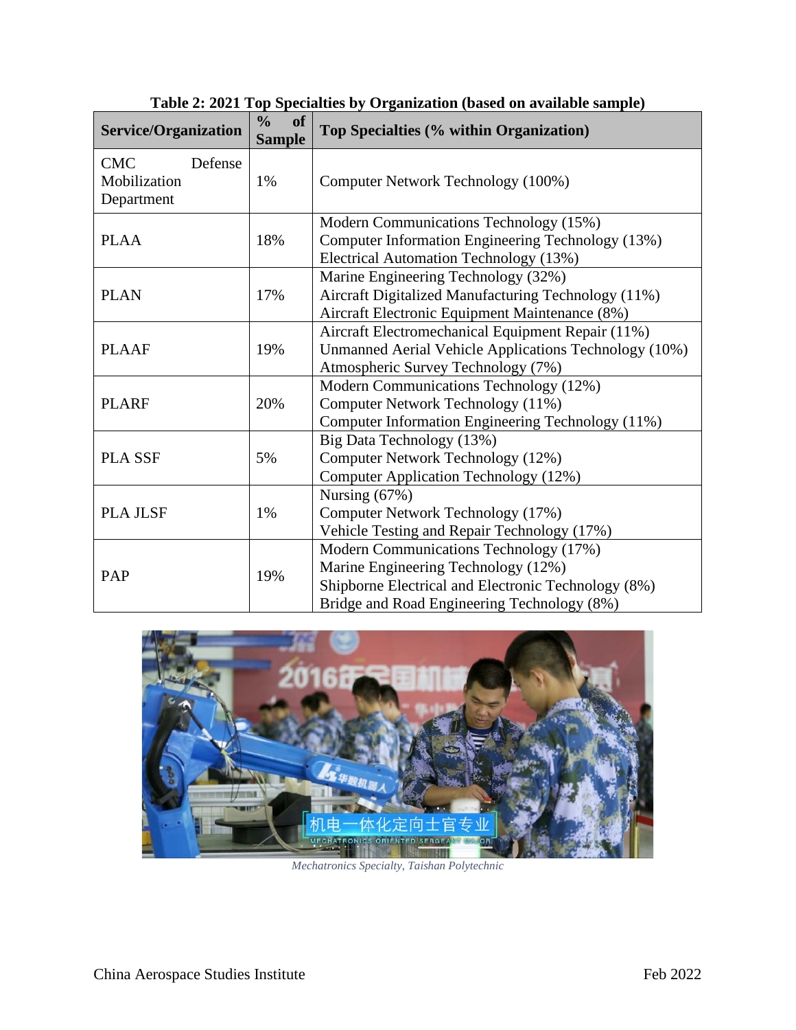**Table 2: 2021 Top Specialties by Organization (based on available sample)**

| Service/Organization | % of Sample | Top Specialties (% within Organization) |
|---|---|---|
| CMC Defense Mobilization Department | 1% | Computer Network Technology (100%) |
| PLAA | 18% | Modern Communications Technology (15%)<br>Computer Information Engineering Technology (13%)<br>Electrical Automation Technology (13%) |
| PLAN | 17% | Marine Engineering Technology (32%)<br>Aircraft Digitalized Manufacturing Technology (11%)<br>Aircraft Electronic Equipment Maintenance (8%) |
| PLAAF | 19% | Aircraft Electromechanical Equipment Repair (11%)<br>Unmanned Aerial Vehicle Applications Technology (10%)<br>Atmospheric Survey Technology (7%) |
| PLARF | 20% | Modern Communications Technology (12%)<br>Computer Network Technology (11%)<br>Computer Information Engineering Technology (11%) |
| PLA SSF | 5% | Big Data Technology (13%)<br>Computer Network Technology (12%)<br>Computer Application Technology (12%) |
| PLA JLSF | 1% | Nursing (67%)<br>Computer Network Technology (17%)<br>Vehicle Testing and Repair Technology (17%) |
| PAP | 19% | Modern Communications Technology (17%)<br>Marine Engineering Technology (12%)<br>Shipborne Electrical and Electronic Technology (8%)<br>Bridge and Road Engineering Technology (8%) |

*Mechatronics Specialty, Taishan Polytechnic*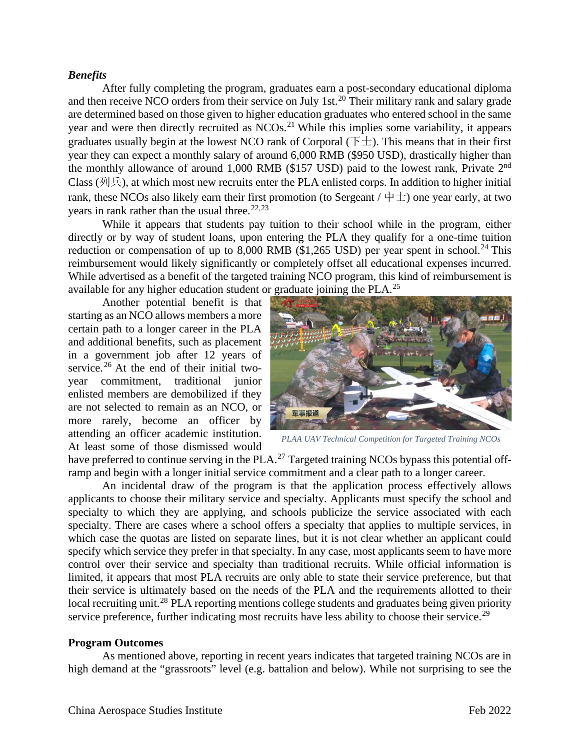***Benefits***

After fully completing the program, graduates earn a post-secondary educational diploma and then receive NCO orders from their service on July 1st.[20] Their military rank and salary grade are determined based on those given to higher education graduates who entered school in the same year and were then directly recruited as NCOs.[21] While this implies some variability, it appears graduates usually begin at the lowest NCO rank of Corporal (下士). This means that in their first year they can expect a monthly salary of around 6,000 RMB ($950 USD), drastically higher than the monthly allowance of around 1,000 RMB ($157 USD) paid to the lowest rank, Private 2nd Class (列兵), at which most new recruits enter the PLA enlisted corps. In addition to higher initial rank, these NCOs also likely earn their first promotion (to Sergeant / 中士) one year early, at two years in rank rather than the usual three.[22,23]

While it appears that students pay tuition to their school while in the program, either directly or by way of student loans, upon entering the PLA they qualify for a one-time tuition reduction or compensation of up to 8,000 RMB ($1,265 USD) per year spent in school.[24] This reimbursement would likely significantly or completely offset all educational expenses incurred. While advertised as a benefit of the targeted training NCO program, this kind of reimbursement is available for any higher education student or graduate joining the PLA.[25]

Another potential benefit is that starting as an NCO allows members a more certain path to a longer career in the PLA and additional benefits, such as placement in a government job after 12 years of service.[26] At the end of their initial two-year commitment, traditional junior enlisted members are demobilized if they are not selected to remain as an NCO, or more rarely, become an officer by attending an officer academic institution. At least some of those dismissed would have preferred to continue serving in the PLA.[27] Targeted training NCOs bypass this potential off-ramp and begin with a longer initial service commitment and a clear path to a longer career.

*PLAA UAV Technical Competition for Targeted Training NCOs*

An incidental draw of the program is that the application process effectively allows applicants to choose their military service and specialty. Applicants must specify the school and specialty to which they are applying, and schools publicize the service associated with each specialty. There are cases where a school offers a specialty that applies to multiple services, in which case the quotas are listed on separate lines, but it is not clear whether an applicant could specify which service they prefer in that specialty. In any case, most applicants seem to have more control over their service and specialty than traditional recruits. While official information is limited, it appears that most PLA recruits are only able to state their service preference, but that their service is ultimately based on the needs of the PLA and the requirements allotted to their local recruiting unit.[28] PLA reporting mentions college students and graduates being given priority service preference, further indicating most recruits have less ability to choose their service.[29]

**Program Outcomes**

As mentioned above, reporting in recent years indicates that targeted training NCOs are in high demand at the "grassroots" level (e.g. battalion and below). While not surprising to see the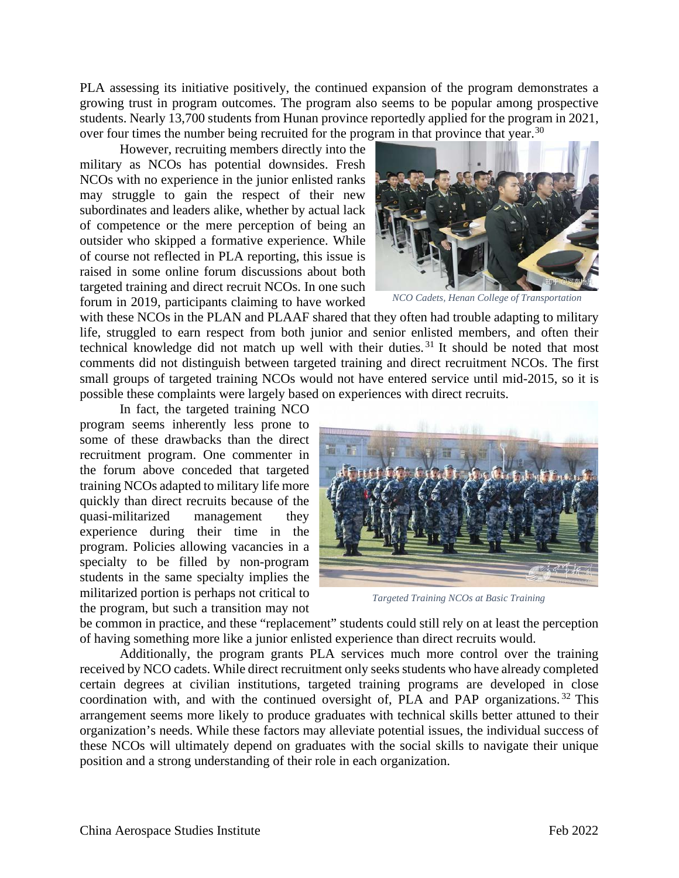PLA assessing its initiative positively, the continued expansion of the program demonstrates a growing trust in program outcomes. The program also seems to be popular among prospective students. Nearly 13,700 students from Hunan province reportedly applied for the program in 2021, over four times the number being recruited for the program in that province that year.[30]

However, recruiting members directly into the military as NCOs has potential downsides. Fresh NCOs with no experience in the junior enlisted ranks may struggle to gain the respect of their new subordinates and leaders alike, whether by actual lack of competence or the mere perception of being an outsider who skipped a formative experience. While of course not reflected in PLA reporting, this issue is raised in some online forum discussions about both targeted training and direct recruit NCOs. In one such forum in 2019, participants claiming to have worked with these NCOs in the PLAN and PLAAF shared that they often had trouble adapting to military life, struggled to earn respect from both junior and senior enlisted members, and often their technical knowledge did not match up well with their duties.[31] It should be noted that most comments did not distinguish between targeted training and direct recruitment NCOs. The first small groups of targeted training NCOs would not have entered service until mid-2015, so it is possible these complaints were largely based on experiences with direct recruits.

*NCO Cadets, Henan College of Transportation*

In fact, the targeted training NCO program seems inherently less prone to some of these drawbacks than the direct recruitment program. One commenter in the forum above conceded that targeted training NCOs adapted to military life more quickly than direct recruits because of the quasi-militarized management they experience during their time in the program. Policies allowing vacancies in a specialty to be filled by non-program students in the same specialty implies the militarized portion is perhaps not critical to the program, but such a transition may not be common in practice, and these "replacement" students could still rely on at least the perception of having something more like a junior enlisted experience than direct recruits would.

*Targeted Training NCOs at Basic Training*

Additionally, the program grants PLA services much more control over the training received by NCO cadets. While direct recruitment only seeks students who have already completed certain degrees at civilian institutions, targeted training programs are developed in close coordination with, and with the continued oversight of, PLA and PAP organizations.[32] This arrangement seems more likely to produce graduates with technical skills better attuned to their organization's needs. While these factors may alleviate potential issues, the individual success of these NCOs will ultimately depend on graduates with the social skills to navigate their unique position and a strong understanding of their role in each organization.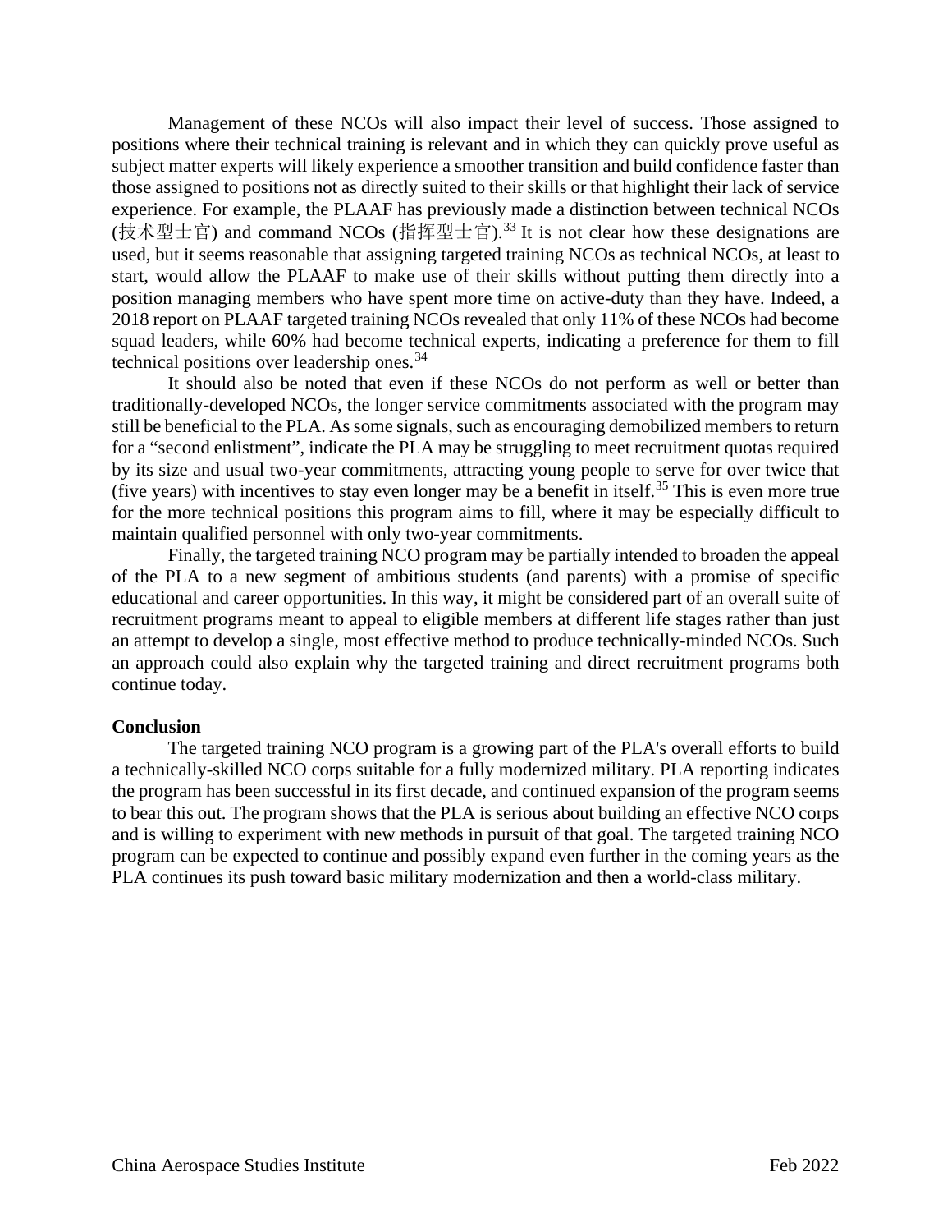Management of these NCOs will also impact their level of success. Those assigned to positions where their technical training is relevant and in which they can quickly prove useful as subject matter experts will likely experience a smoother transition and build confidence faster than those assigned to positions not as directly suited to their skills or that highlight their lack of service experience. For example, the PLAAF has previously made a distinction between technical NCOs (技术型士官) and command NCOs (指挥型士官).[33] It is not clear how these designations are used, but it seems reasonable that assigning targeted training NCOs as technical NCOs, at least to start, would allow the PLAAF to make use of their skills without putting them directly into a position managing members who have spent more time on active-duty than they have. Indeed, a 2018 report on PLAAF targeted training NCOs revealed that only 11% of these NCOs had become squad leaders, while 60% had become technical experts, indicating a preference for them to fill technical positions over leadership ones.[34]

It should also be noted that even if these NCOs do not perform as well or better than traditionally-developed NCOs, the longer service commitments associated with the program may still be beneficial to the PLA. As some signals, such as encouraging demobilized members to return for a "second enlistment", indicate the PLA may be struggling to meet recruitment quotas required by its size and usual two-year commitments, attracting young people to serve for over twice that (five years) with incentives to stay even longer may be a benefit in itself.[35] This is even more true for the more technical positions this program aims to fill, where it may be especially difficult to maintain qualified personnel with only two-year commitments.

Finally, the targeted training NCO program may be partially intended to broaden the appeal of the PLA to a new segment of ambitious students (and parents) with a promise of specific educational and career opportunities. In this way, it might be considered part of an overall suite of recruitment programs meant to appeal to eligible members at different life stages rather than just an attempt to develop a single, most effective method to produce technically-minded NCOs. Such an approach could also explain why the targeted training and direct recruitment programs both continue today.

**Conclusion**

The targeted training NCO program is a growing part of the PLA's overall efforts to build a technically-skilled NCO corps suitable for a fully modernized military. PLA reporting indicates the program has been successful in its first decade, and continued expansion of the program seems to bear this out. The program shows that the PLA is serious about building an effective NCO corps and is willing to experiment with new methods in pursuit of that goal. The targeted training NCO program can be expected to continue and possibly expand even further in the coming years as the PLA continues its push toward basic military modernization and then a world-class military.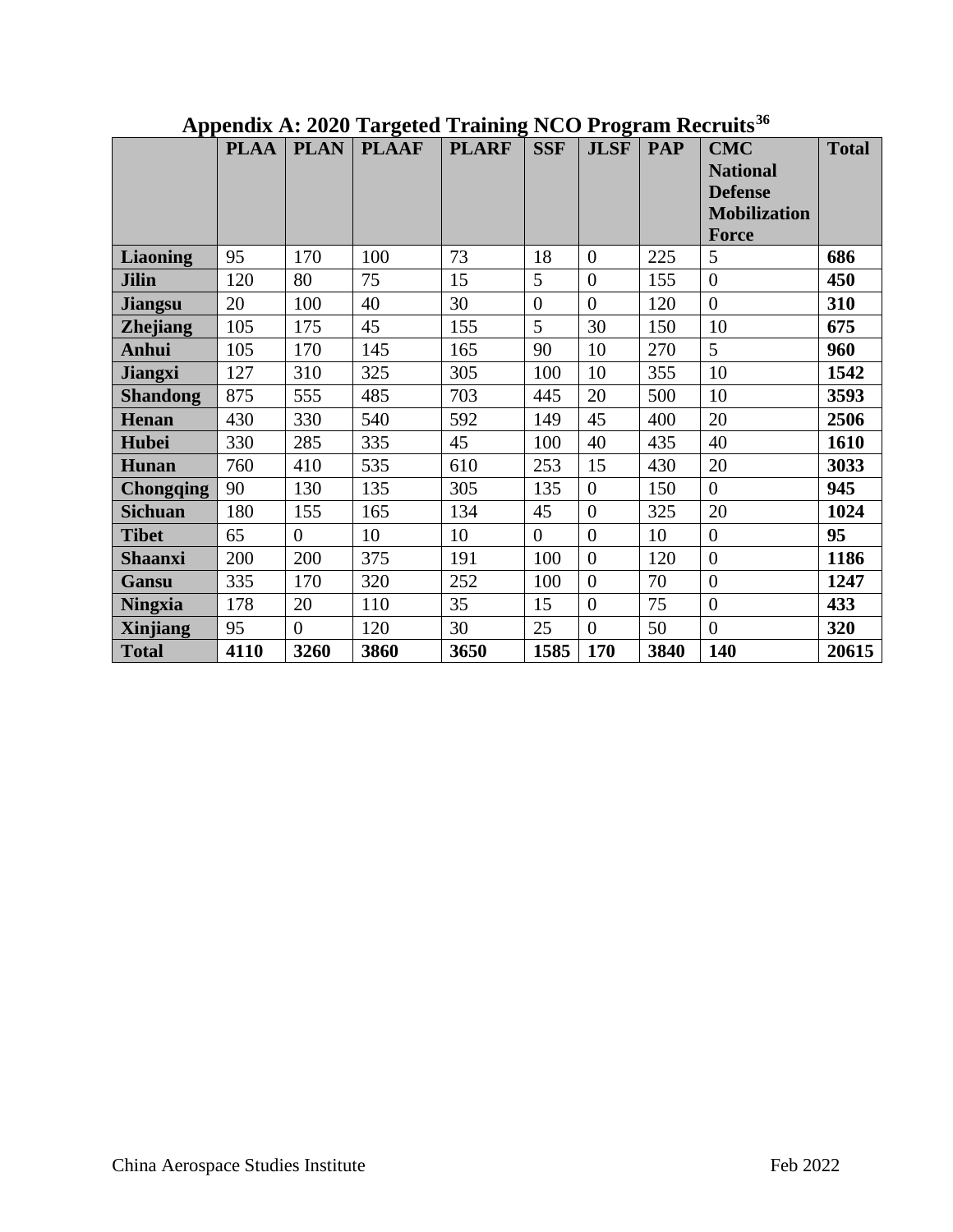## Appendix A: 2020 Targeted Training NCO Program Recruits[36]

| | PLAA | PLAN | PLAAF | PLARF | SSF | JLSF | PAP | CMC National Defense Mobilization Force | Total |
|---|---|---|---|---|---|---|---|---|---|
| **Liaoning** | 95 | 170 | 100 | 73 | 18 | 0 | 225 | 5 | **686** |
| **Jilin** | 120 | 80 | 75 | 15 | 5 | 0 | 155 | 0 | **450** |
| **Jiangsu** | 20 | 100 | 40 | 30 | 0 | 0 | 120 | 0 | **310** |
| **Zhejiang** | 105 | 175 | 45 | 155 | 5 | 30 | 150 | 10 | **675** |
| **Anhui** | 105 | 170 | 145 | 165 | 90 | 10 | 270 | 5 | **960** |
| **Jiangxi** | 127 | 310 | 325 | 305 | 100 | 10 | 355 | 10 | **1542** |
| **Shandong** | 875 | 555 | 485 | 703 | 445 | 20 | 500 | 10 | **3593** |
| **Henan** | 430 | 330 | 540 | 592 | 149 | 45 | 400 | 20 | **2506** |
| **Hubei** | 330 | 285 | 335 | 45 | 100 | 40 | 435 | 40 | **1610** |
| **Hunan** | 760 | 410 | 535 | 610 | 253 | 15 | 430 | 20 | **3033** |
| **Chongqing** | 90 | 130 | 135 | 305 | 135 | 0 | 150 | 0 | **945** |
| **Sichuan** | 180 | 155 | 165 | 134 | 45 | 0 | 325 | 20 | **1024** |
| **Tibet** | 65 | 0 | 10 | 10 | 0 | 0 | 10 | 0 | **95** |
| **Shaanxi** | 200 | 200 | 375 | 191 | 100 | 0 | 120 | 0 | **1186** |
| **Gansu** | 335 | 170 | 320 | 252 | 100 | 0 | 70 | 0 | **1247** |
| **Ningxia** | 178 | 20 | 110 | 35 | 15 | 0 | 75 | 0 | **433** |
| **Xinjiang** | 95 | 0 | 120 | 30 | 25 | 0 | 50 | 0 | **320** |
| **Total** | **4110** | **3260** | **3860** | **3650** | **1585** | **170** | **3840** | **140** | **20615** |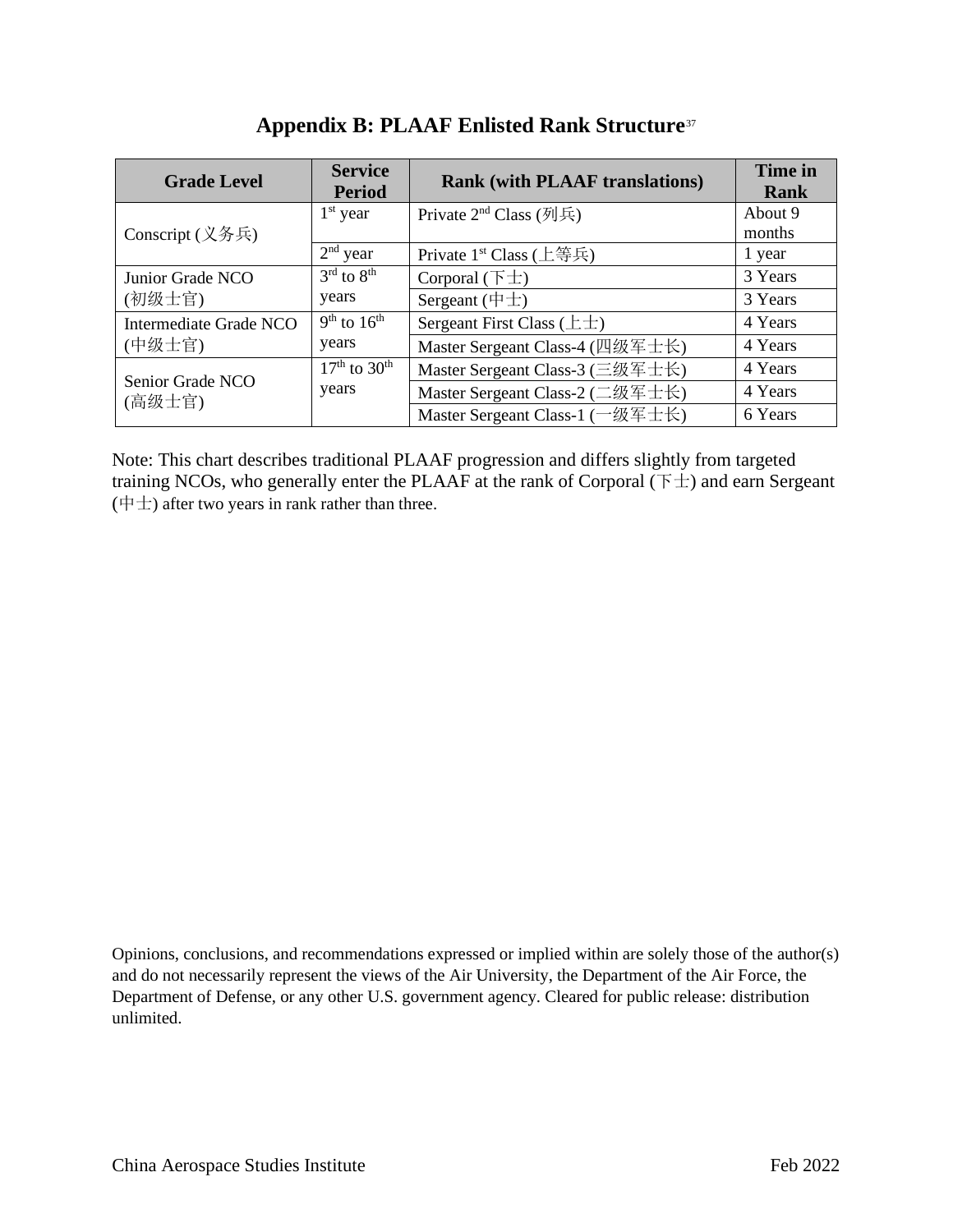## Appendix B: PLAAF Enlisted Rank Structure[37]

| Grade Level | Service Period | Rank (with PLAAF translations) | Time in Rank |
|---|---|---|---|
| Conscript (义务兵) | 1st year | Private 2nd Class (列兵) | About 9 months |
| | 2nd year | Private 1st Class (上等兵) | 1 year |
| Junior Grade NCO (初级士官) | 3rd to 8th years | Corporal (下士) | 3 Years |
| | | Sergeant (中士) | 3 Years |
| Intermediate Grade NCO (中级士官) | 9th to 16th years | Sergeant First Class (上士) | 4 Years |
| | | Master Sergeant Class-4 (四级军士长) | 4 Years |
| Senior Grade NCO (高级士官) | 17th to 30th years | Master Sergeant Class-3 (三级军士长) | 4 Years |
| | | Master Sergeant Class-2 (二级军士长) | 4 Years |
| | | Master Sergeant Class-1 (一级军士长) | 6 Years |

Note: This chart describes traditional PLAAF progression and differs slightly from targeted training NCOs, who generally enter the PLAAF at the rank of Corporal (下士) and earn Sergeant (中士) after two years in rank rather than three.

Opinions, conclusions, and recommendations expressed or implied within are solely those of the author(s) and do not necessarily represent the views of the Air University, the Department of the Air Force, the Department of Defense, or any other U.S. government agency. Cleared for public release: distribution unlimited.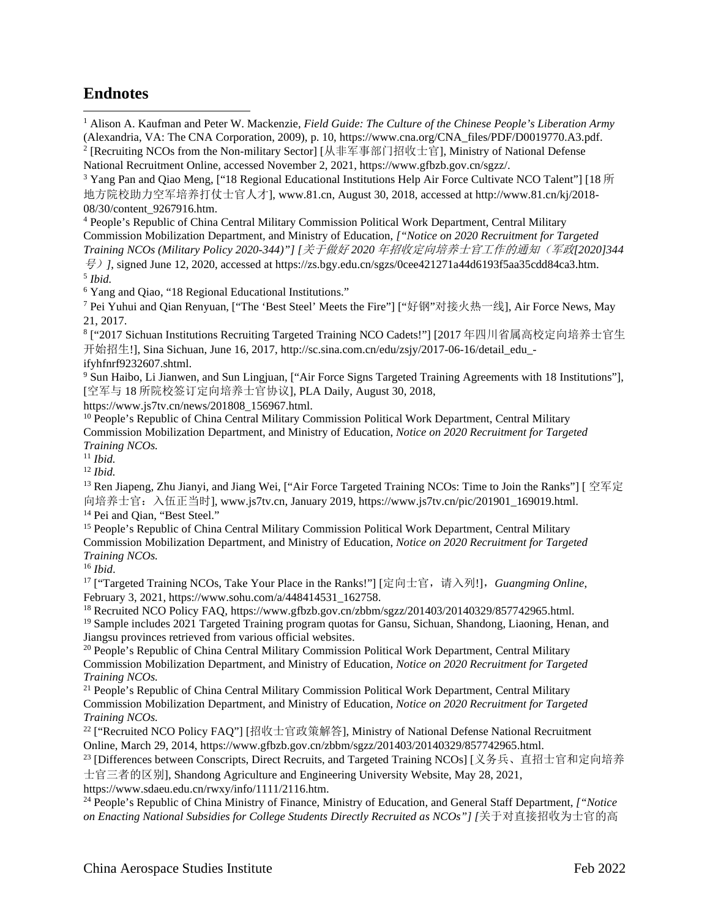# Endnotes

[1] Alison A. Kaufman and Peter W. Mackenzie, *Field Guide: The Culture of the Chinese People's Liberation Army* (Alexandria, VA: The CNA Corporation, 2009), p. 10, https://www.cna.org/CNA_files/PDF/D0019770.A3.pdf.

[2] [Recruiting NCOs from the Non-military Sector] [从非军事部门招收士官], Ministry of National Defense National Recruitment Online, accessed November 2, 2021, https://www.gfbzb.gov.cn/sgzz/.

[3] Yang Pan and Qiao Meng, ["18 Regional Educational Institutions Help Air Force Cultivate NCO Talent"] [18 所地方院校助力空军培养打仗士官人才], www.81.cn, August 30, 2018, accessed at http://www.81.cn/kj/2018-08/30/content_9267916.htm.

[4] People's Republic of China Central Military Commission Political Work Department, Central Military Commission Mobilization Department, and Ministry of Education, *["Notice on 2020 Recruitment for Targeted Training NCOs (Military Policy 2020-344)"] [关于做好 2020 年招收定向培养士官工作的通知（军政[2020]344 号）]*, signed June 12, 2020, accessed at https://zs.bgy.edu.cn/sgzs/0cee421271a44d6193f5aa35cdd84ca3.htm.

[5] *Ibid.*

[6] Yang and Qiao, "18 Regional Educational Institutions."

[7] Pei Yuhui and Qian Renyuan, ["The 'Best Steel' Meets the Fire"] ["好钢"对接火热一线], Air Force News, May 21, 2017.

[8] ["2017 Sichuan Institutions Recruiting Targeted Training NCO Cadets!"] [2017 年四川省属高校定向培养士官生开始招生!], Sina Sichuan, June 16, 2017, http://sc.sina.com.cn/edu/zsjy/2017-06-16/detail_edu_-ifyhfnrf9232607.shtml.

[9] Sun Haibo, Li Jianwen, and Sun Lingjuan, ["Air Force Signs Targeted Training Agreements with 18 Institutions"], [空军与 18 所院校签订定向培养士官协议], PLA Daily, August 30, 2018, https://www.js7tv.cn/news/201808_156967.html.

[10] People's Republic of China Central Military Commission Political Work Department, Central Military Commission Mobilization Department, and Ministry of Education, *Notice on 2020 Recruitment for Targeted Training NCOs.*

[11] *Ibid.*

[12] *Ibid.*

[13] Ren Jiapeng, Zhu Jianyi, and Jiang Wei, ["Air Force Targeted Training NCOs: Time to Join the Ranks"] [ 空军定向培养士官：入伍正当时], www.js7tv.cn, January 2019, https://www.js7tv.cn/pic/201901_169019.html.

[14] Pei and Qian, "Best Steel."

[15] People's Republic of China Central Military Commission Political Work Department, Central Military Commission Mobilization Department, and Ministry of Education, *Notice on 2020 Recruitment for Targeted Training NCOs.*

[16] *Ibid*.

[17] ["Targeted Training NCOs, Take Your Place in the Ranks!"] [定向士官，请入列!]，*Guangming Online*, February 3, 2021, https://www.sohu.com/a/448414531_162758.

[18] Recruited NCO Policy FAQ, https://www.gfbzb.gov.cn/zbbm/sgzz/201403/20140329/857742965.html.

[19] Sample includes 2021 Targeted Training program quotas for Gansu, Sichuan, Shandong, Liaoning, Henan, and Jiangsu provinces retrieved from various official websites.

[20] People's Republic of China Central Military Commission Political Work Department, Central Military Commission Mobilization Department, and Ministry of Education, *Notice on 2020 Recruitment for Targeted Training NCOs.*

[21] People's Republic of China Central Military Commission Political Work Department, Central Military Commission Mobilization Department, and Ministry of Education, *Notice on 2020 Recruitment for Targeted Training NCOs.*

[22] ["Recruited NCO Policy FAQ"] [招收士官政策解答], Ministry of National Defense National Recruitment Online, March 29, 2014, https://www.gfbzb.gov.cn/zbbm/sgzz/201403/20140329/857742965.html.

[23] [Differences between Conscripts, Direct Recruits, and Targeted Training NCOs] [义务兵、直招士官和定向培养士官三者的区别], Shandong Agriculture and Engineering University Website, May 28, 2021, https://www.sdaeu.edu.cn/rwxy/info/1111/2116.htm.

[24] People's Republic of China Ministry of Finance, Ministry of Education, and General Staff Department, *["Notice on Enacting National Subsidies for College Students Directly Recruited as NCOs"] [关于对直接招收为士官的高*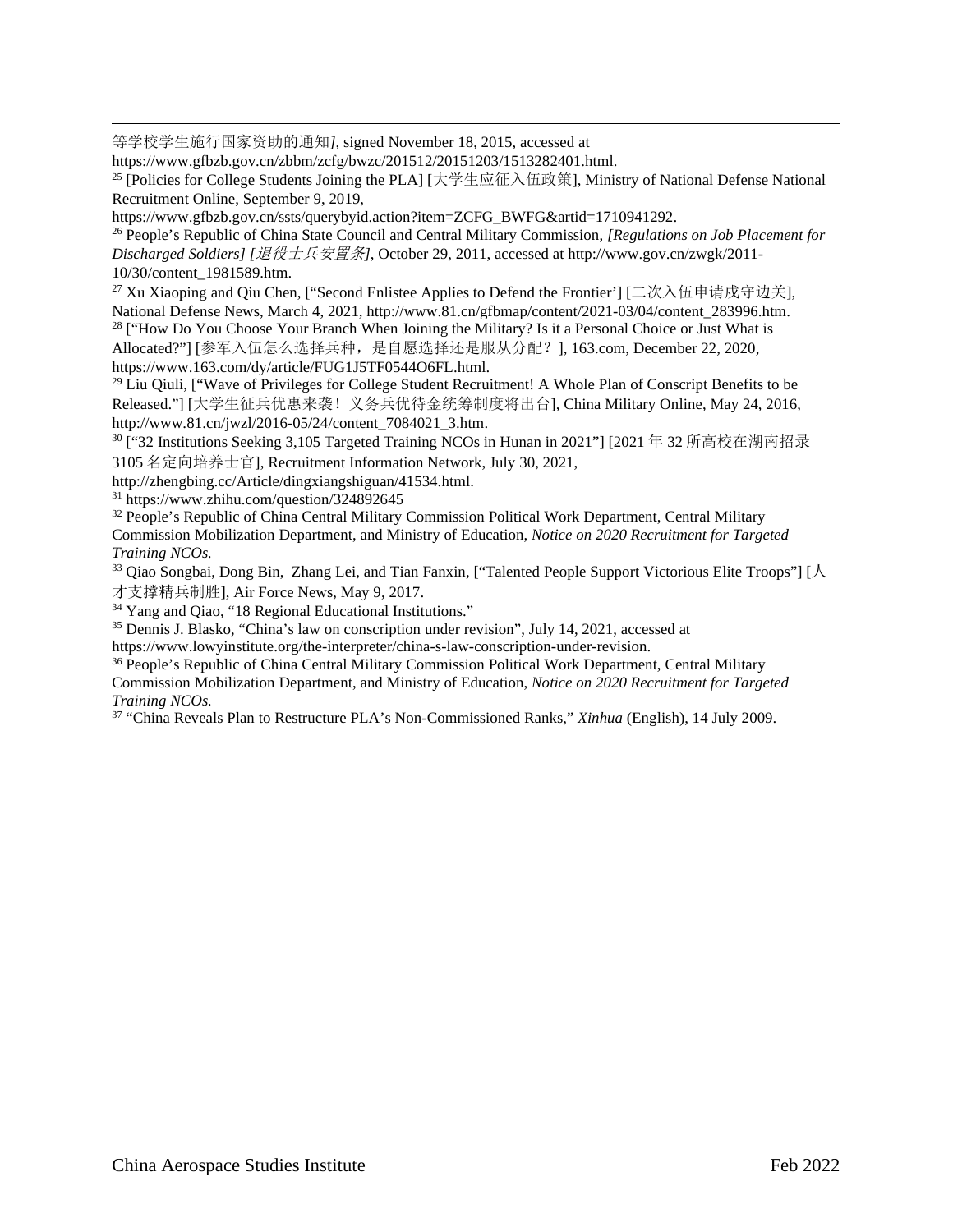等学校学生施行国家资助的通知*]*, signed November 18, 2015, accessed at https://www.gfbzb.gov.cn/zbbm/zcfg/bwzc/201512/20151203/1513282401.html.

[25] [Policies for College Students Joining the PLA] [大学生应征入伍政策], Ministry of National Defense National Recruitment Online, September 9, 2019, https://www.gfbzb.gov.cn/ssts/querybyid.action?item=ZCFG_BWFG&artid=1710941292.

[26] People's Republic of China State Council and Central Military Commission, *[Regulations on Job Placement for Discharged Soldiers] [退役士兵安置条]*, October 29, 2011, accessed at http://www.gov.cn/zwgk/2011-10/30/content_1981589.htm.

[27] Xu Xiaoping and Qiu Chen, ["Second Enlistee Applies to Defend the Frontier'] [二次入伍申请戍守边关], National Defense News, March 4, 2021, http://www.81.cn/gfbmap/content/2021-03/04/content_283996.htm.

[28] ["How Do You Choose Your Branch When Joining the Military? Is it a Personal Choice or Just What is Allocated?"] [参军入伍怎么选择兵种，是自愿选择还是服从分配？], 163.com, December 22, 2020, https://www.163.com/dy/article/FUG1J5TF0544O6FL.html.

[29] Liu Qiuli, ["Wave of Privileges for College Student Recruitment! A Whole Plan of Conscript Benefits to be Released."] [大学生征兵优惠来袭！义务兵优待金统筹制度将出台], China Military Online, May 24, 2016, http://www.81.cn/jwzl/2016-05/24/content_7084021_3.htm.

[30] ["32 Institutions Seeking 3,105 Targeted Training NCOs in Hunan in 2021"] [2021 年 32 所高校在湖南招录 3105 名定向培养士官], Recruitment Information Network, July 30, 2021, http://zhengbing.cc/Article/dingxiangshiguan/41534.html.

[31] https://www.zhihu.com/question/324892645

[32] People's Republic of China Central Military Commission Political Work Department, Central Military Commission Mobilization Department, and Ministry of Education, *Notice on 2020 Recruitment for Targeted Training NCOs.*

[33] Qiao Songbai, Dong Bin, Zhang Lei, and Tian Fanxin, ["Talented People Support Victorious Elite Troops"] [人才支撑精兵制胜], Air Force News, May 9, 2017.

[34] Yang and Qiao, "18 Regional Educational Institutions."

[35] Dennis J. Blasko, "China's law on conscription under revision", July 14, 2021, accessed at https://www.lowyinstitute.org/the-interpreter/china-s-law-conscription-under-revision.

[36] People's Republic of China Central Military Commission Political Work Department, Central Military Commission Mobilization Department, and Ministry of Education, *Notice on 2020 Recruitment for Targeted Training NCOs.*

[37] "China Reveals Plan to Restructure PLA's Non-Commissioned Ranks," *Xinhua* (English), 14 July 2009.